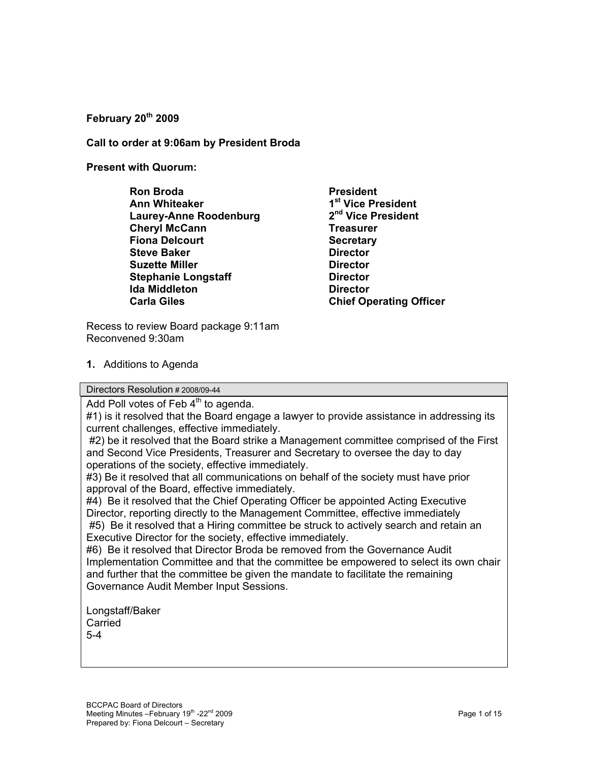**February 20th 2009**

**Call to order at 9:06am by President Broda**

**Present with Quorum:**

| | |
|---|---|
| **Ron Broda** | **President** |
| **Ann Whiteaker** | **1st Vice President** |
| **Laurey-Anne Roodenburg** | **2nd Vice President** |
| **Cheryl McCann** | **Treasurer** |
| **Fiona Delcourt** | **Secretary** |
| **Steve Baker** | **Director** |
| **Suzette Miller** | **Director** |
| **Stephanie Longstaff** | **Director** |
| **Ida Middleton** | **Director** |
| **Carla Giles** | **Chief Operating Officer** |

Recess to review Board package 9:11am
Reconvened 9:30am

**1.** Additions to Agenda

| Directors Resolution # 2008/09-44 |
|---|
| Add Poll votes of Feb 4th to agenda.<br>#1) is it resolved that the Board engage a lawyer to provide assistance in addressing its current challenges, effective immediately.<br>#2) be it resolved that the Board strike a Management committee comprised of the First and Second Vice Presidents, Treasurer and Secretary to oversee the day to day operations of the society, effective immediately.<br>#3) Be it resolved that all communications on behalf of the society must have prior approval of the Board, effective immediately.<br>#4) Be it resolved that the Chief Operating Officer be appointed Acting Executive Director, reporting directly to the Management Committee, effective immediately<br>#5) Be it resolved that a Hiring committee be struck to actively search and retain an Executive Director for the society, effective immediately.<br>#6) Be it resolved that Director Broda be removed from the Governance Audit Implementation Committee and that the committee be empowered to select its own chair and further that the committee be given the mandate to facilitate the remaining Governance Audit Member Input Sessions.<br><br>Longstaff/Baker<br>Carried<br>5-4 |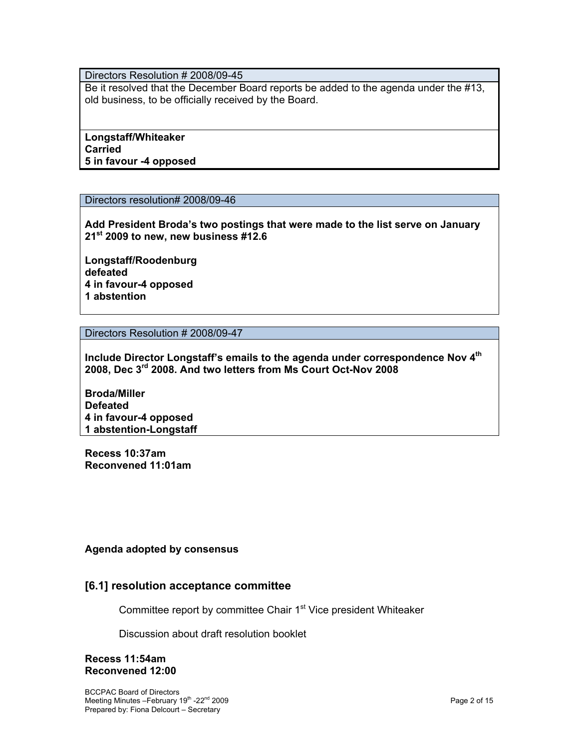| Directors Resolution # 2008/09-45 |
|---|
| Be it resolved that the December Board reports be added to the agenda under the #13, old business, to be officially received by the Board. |
| **Longstaff/Whiteaker**<br>**Carried**<br>**5 in favour -4 opposed** |

| Directors resolution# 2008/09-46 |
|---|
| **Add President Broda's two postings that were made to the list serve on January 21st 2009 to new, new business #12.6**<br><br>**Longstaff/Roodenburg**<br>**defeated**<br>**4 in favour-4 opposed**<br>**1 abstention** |

| Directors Resolution # 2008/09-47 |
|---|
| **Include Director Longstaff's emails to the agenda under correspondence Nov 4th 2008, Dec 3rd 2008. And two letters from Ms Court Oct-Nov 2008**<br><br>**Broda/Miller**<br>**Defeated**<br>**4 in favour-4 opposed**<br>**1 abstention-Longstaff** |

**Recess 10:37am**
**Reconvened 11:01am**

**Agenda adopted by consensus**

## [6.1] resolution acceptance committee

Committee report by committee Chair 1st Vice president Whiteaker

Discussion about draft resolution booklet

**Recess 11:54am**
**Reconvened 12:00**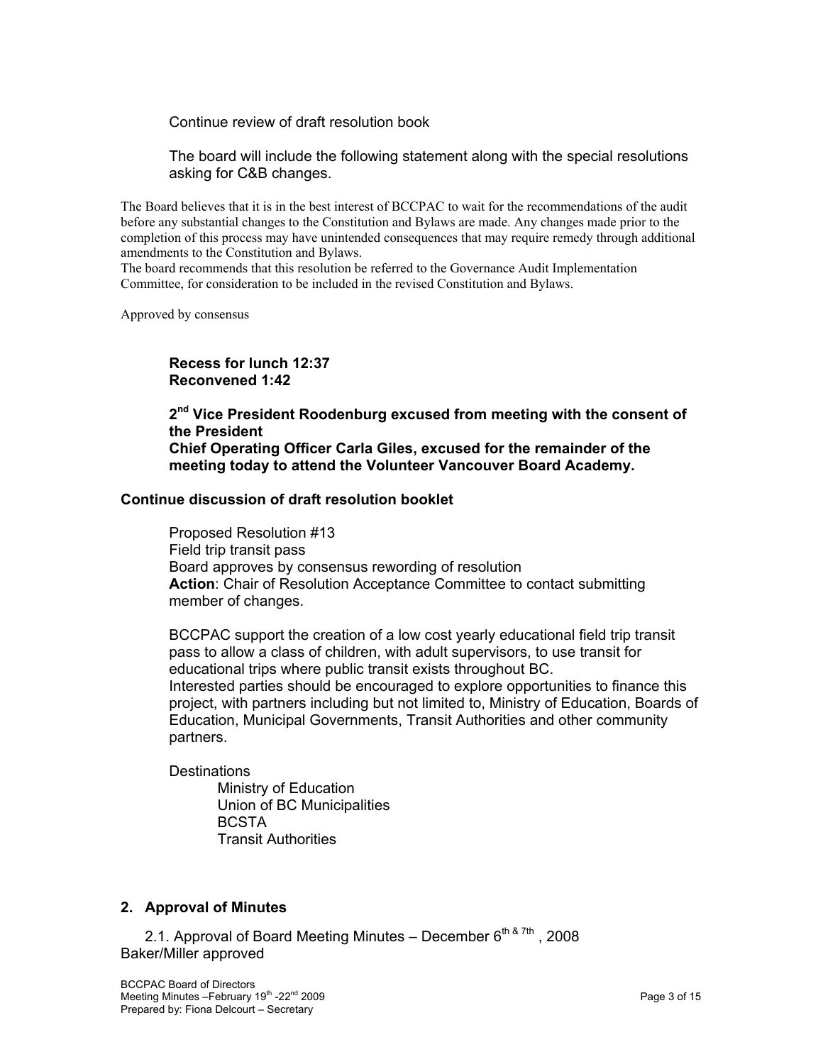Continue review of draft resolution book

The board will include the following statement along with the special resolutions asking for C&B changes.

The Board believes that it is in the best interest of BCCPAC to wait for the recommendations of the audit before any substantial changes to the Constitution and Bylaws are made. Any changes made prior to the completion of this process may have unintended consequences that may require remedy through additional amendments to the Constitution and Bylaws.
The board recommends that this resolution be referred to the Governance Audit Implementation Committee, for consideration to be included in the revised Constitution and Bylaws.

Approved by consensus

**Recess for lunch 12:37**
**Reconvened 1:42**

**2nd Vice President Roodenburg excused from meeting with the consent of the President**
**Chief Operating Officer Carla Giles, excused for the remainder of the meeting today to attend the Volunteer Vancouver Board Academy.**

### Continue discussion of draft resolution booklet

Proposed Resolution #13
Field trip transit pass
Board approves by consensus rewording of resolution
**Action**: Chair of Resolution Acceptance Committee to contact submitting member of changes.

BCCPAC support the creation of a low cost yearly educational field trip transit pass to allow a class of children, with adult supervisors, to use transit for educational trips where public transit exists throughout BC.
Interested parties should be encouraged to explore opportunities to finance this project, with partners including but not limited to, Ministry of Education, Boards of Education, Municipal Governments, Transit Authorities and other community partners.

Destinations
- Ministry of Education
- Union of BC Municipalities
- BCSTA
- Transit Authorities

### 2. Approval of Minutes

2.1. Approval of Board Meeting Minutes – December 6th & 7th, 2008
Baker/Miller approved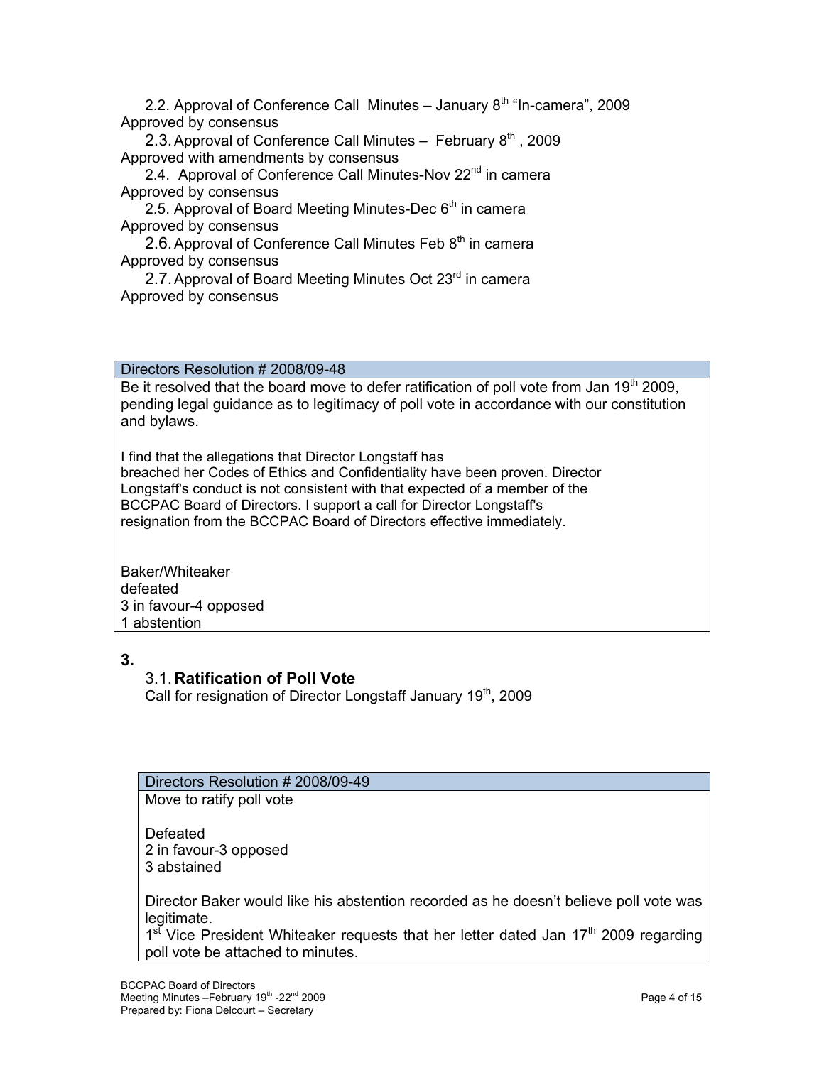2.2. Approval of Conference Call Minutes – January 8th "In-camera", 2009
Approved by consensus

2.3. Approval of Conference Call Minutes – February 8th , 2009
Approved with amendments by consensus

2.4. Approval of Conference Call Minutes-Nov 22nd in camera
Approved by consensus

2.5. Approval of Board Meeting Minutes-Dec 6th in camera
Approved by consensus

2.6. Approval of Conference Call Minutes Feb 8th in camera
Approved by consensus

2.7. Approval of Board Meeting Minutes Oct 23rd in camera
Approved by consensus

| Directors Resolution # 2008/09-48 |
|---|
| Be it resolved that the board move to defer ratification of poll vote from Jan 19th 2009, pending legal guidance as to legitimacy of poll vote in accordance with our constitution and bylaws.<br><br>I find that the allegations that Director Longstaff has breached her Codes of Ethics and Confidentiality have been proven. Director Longstaff's conduct is not consistent with that expected of a member of the BCCPAC Board of Directors. I support a call for Director Longstaff's resignation from the BCCPAC Board of Directors effective immediately.<br><br>Baker/Whiteaker<br>defeated<br>3 in favour-4 opposed<br>1 abstention |

**3.**

### 3.1. Ratification of Poll Vote

Call for resignation of Director Longstaff January 19th, 2009

| Directors Resolution # 2008/09-49 |
|---|
| Move to ratify poll vote<br><br>Defeated<br>2 in favour-3 opposed<br>3 abstained<br><br>Director Baker would like his abstention recorded as he doesn't believe poll vote was legitimate.<br>1st Vice President Whiteaker requests that her letter dated Jan 17th 2009 regarding poll vote be attached to minutes. |

BCCPAC Board of Directors
Meeting Minutes –February 19th -22nd 2009
Prepared by: Fiona Delcourt – Secretary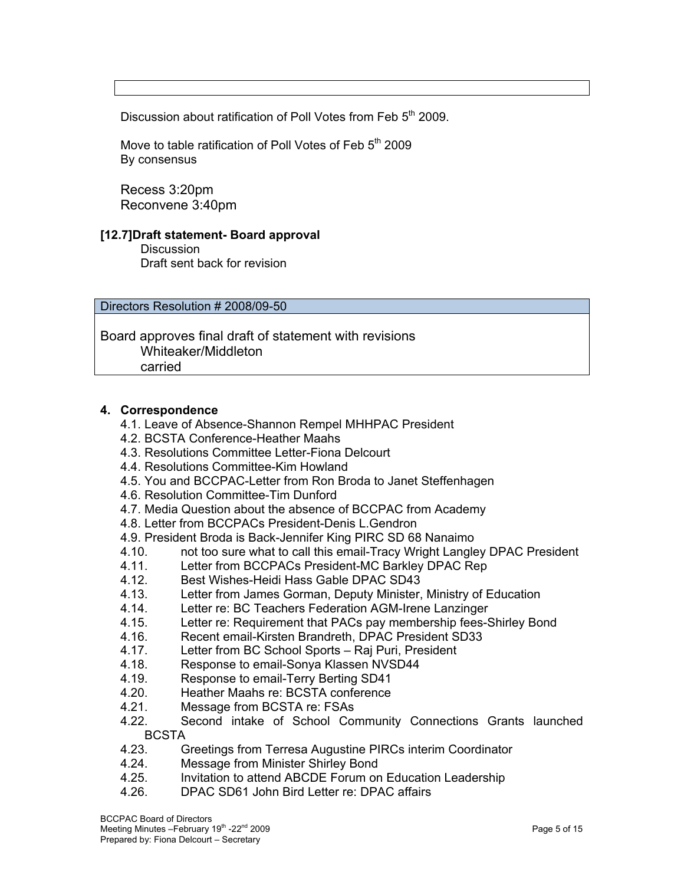Discussion about ratification of Poll Votes from Feb 5th 2009.

Move to table ratification of Poll Votes of Feb 5th 2009
By consensus

Recess 3:20pm
Reconvene 3:40pm

**[12.7]Draft statement- Board approval**

Discussion
Draft sent back for revision

| Directors Resolution # 2008/09-50 |
|---|
| Board approves final draft of statement with revisions<br>Whiteaker/Middleton<br>carried |

## 4. Correspondence

4.1. Leave of Absence-Shannon Rempel MHHPAC President
4.2. BCSTA Conference-Heather Maahs
4.3. Resolutions Committee Letter-Fiona Delcourt
4.4. Resolutions Committee-Kim Howland
4.5. You and BCCPAC-Letter from Ron Broda to Janet Steffenhagen
4.6. Resolution Committee-Tim Dunford
4.7. Media Question about the absence of BCCPAC from Academy
4.8. Letter from BCCPACs President-Denis L.Gendron
4.9. President Broda is Back-Jennifer King PIRC SD 68 Nanaimo
4.10. not too sure what to call this email-Tracy Wright Langley DPAC President
4.11. Letter from BCCPACs President-MC Barkley DPAC Rep
4.12. Best Wishes-Heidi Hass Gable DPAC SD43
4.13. Letter from James Gorman, Deputy Minister, Ministry of Education
4.14. Letter re: BC Teachers Federation AGM-Irene Lanzinger
4.15. Letter re: Requirement that PACs pay membership fees-Shirley Bond
4.16. Recent email-Kirsten Brandreth, DPAC President SD33
4.17. Letter from BC School Sports – Raj Puri, President
4.18. Response to email-Sonya Klassen NVSD44
4.19. Response to email-Terry Berting SD41
4.20. Heather Maahs re: BCSTA conference
4.21. Message from BCSTA re: FSAs
4.22. Second intake of School Community Connections Grants launched BCSTA
4.23. Greetings from Terresa Augustine PIRCs interim Coordinator
4.24. Message from Minister Shirley Bond
4.25. Invitation to attend ABCDE Forum on Education Leadership
4.26. DPAC SD61 John Bird Letter re: DPAC affairs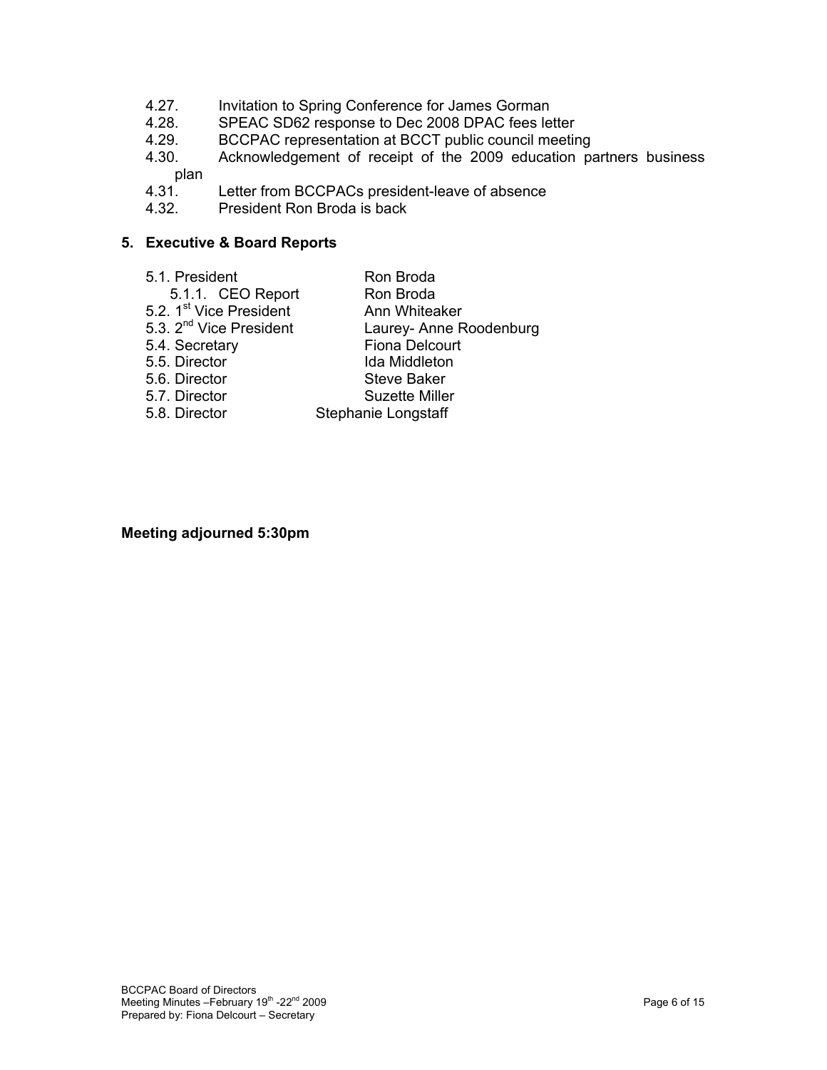- 4.27. Invitation to Spring Conference for James Gorman
- 4.28. SPEAC SD62 response to Dec 2008 DPAC fees letter
- 4.29. BCCPAC representation at BCCT public council meeting
- 4.30. Acknowledgement of receipt of the 2009 education partners business plan
- 4.31. Letter from BCCPACs president-leave of absence
- 4.32. President Ron Broda is back

## 5. Executive & Board Reports

- 5.1. President — Ron Broda
  - 5.1.1. CEO Report — Ron Broda
- 5.2. 1st Vice President — Ann Whiteaker
- 5.3. 2nd Vice President — Laurey- Anne Roodenburg
- 5.4. Secretary — Fiona Delcourt
- 5.5. Director — Ida Middleton
- 5.6. Director — Steve Baker
- 5.7. Director — Suzette Miller
- 5.8. Director — Stephanie Longstaff

**Meeting adjourned 5:30pm**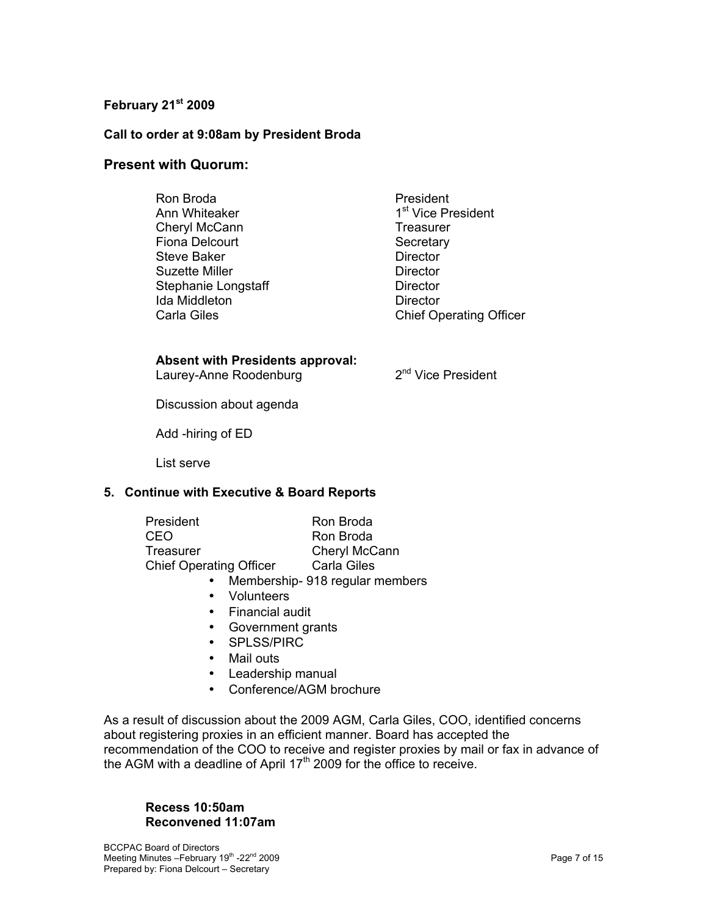**February 21st 2009**

**Call to order at 9:08am by President Broda**

## Present with Quorum:

| | |
|---|---|
| Ron Broda | President |
| Ann Whiteaker | 1st Vice President |
| Cheryl McCann | Treasurer |
| Fiona Delcourt | Secretary |
| Steve Baker | Director |
| Suzette Miller | Director |
| Stephanie Longstaff | Director |
| Ida Middleton | Director |
| Carla Giles | Chief Operating Officer |

**Absent with Presidents approval:**

Laurey-Anne Roodenburg — 2nd Vice President

Discussion about agenda

Add -hiring of ED

List serve

**5. Continue with Executive & Board Reports**

| | |
|---|---|
| President | Ron Broda |
| CEO | Ron Broda |
| Treasurer | Cheryl McCann |
| Chief Operating Officer | Carla Giles |

- Membership- 918 regular members
- Volunteers
- Financial audit
- Government grants
- SPLSS/PIRC
- Mail outs
- Leadership manual
- Conference/AGM brochure

As a result of discussion about the 2009 AGM, Carla Giles, COO, identified concerns about registering proxies in an efficient manner. Board has accepted the recommendation of the COO to receive and register proxies by mail or fax in advance of the AGM with a deadline of April 17th 2009 for the office to receive.

**Recess 10:50am**
**Reconvened 11:07am**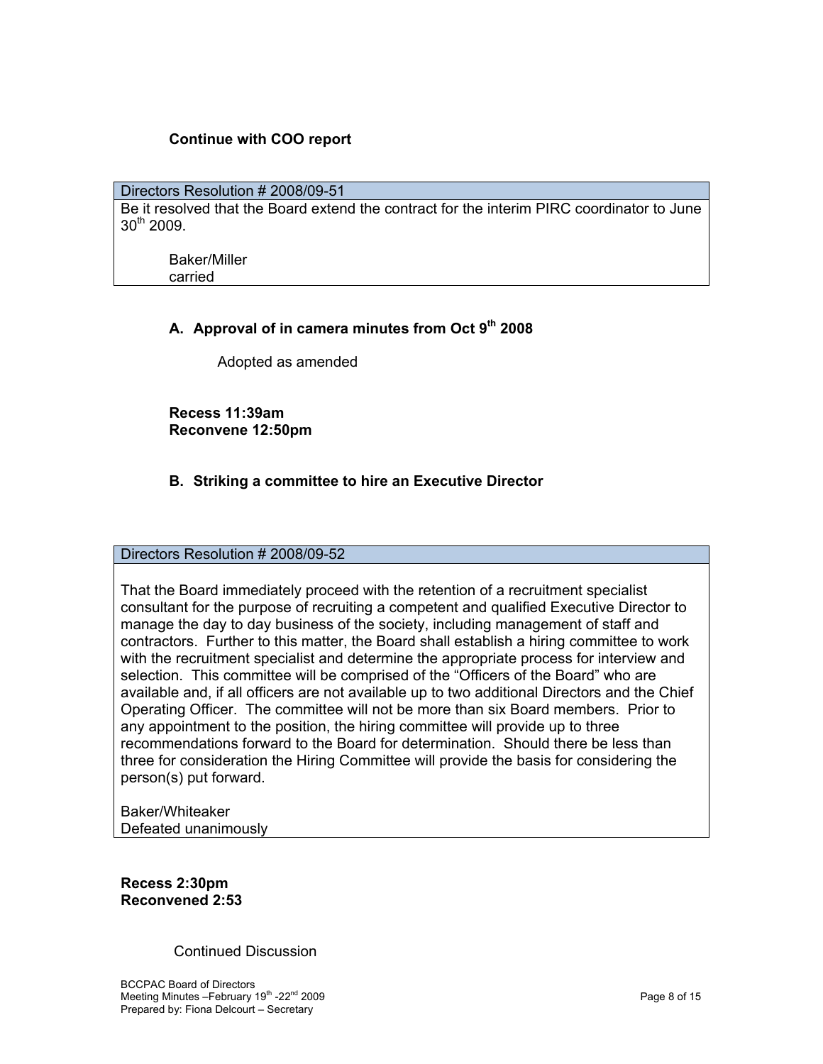**Continue with COO report**

| Directors Resolution # 2008/09-51 |
|---|
| Be it resolved that the Board extend the contract for the interim PIRC coordinator to June 30th 2009.<br><br>Baker/Miller<br>carried |

**A. Approval of in camera minutes from Oct 9th 2008**

Adopted as amended

**Recess 11:39am**
**Reconvene 12:50pm**

**B. Striking a committee to hire an Executive Director**

| Directors Resolution # 2008/09-52 |
|---|
| That the Board immediately proceed with the retention of a recruitment specialist consultant for the purpose of recruiting a competent and qualified Executive Director to manage the day to day business of the society, including management of staff and contractors. Further to this matter, the Board shall establish a hiring committee to work with the recruitment specialist and determine the appropriate process for interview and selection. This committee will be comprised of the "Officers of the Board" who are available and, if all officers are not available up to two additional Directors and the Chief Operating Officer. The committee will not be more than six Board members. Prior to any appointment to the position, the hiring committee will provide up to three recommendations forward to the Board for determination. Should there be less than three for consideration the Hiring Committee will provide the basis for considering the person(s) put forward.<br><br>Baker/Whiteaker<br>Defeated unanimously |

**Recess 2:30pm**
**Reconvened 2:53**

Continued Discussion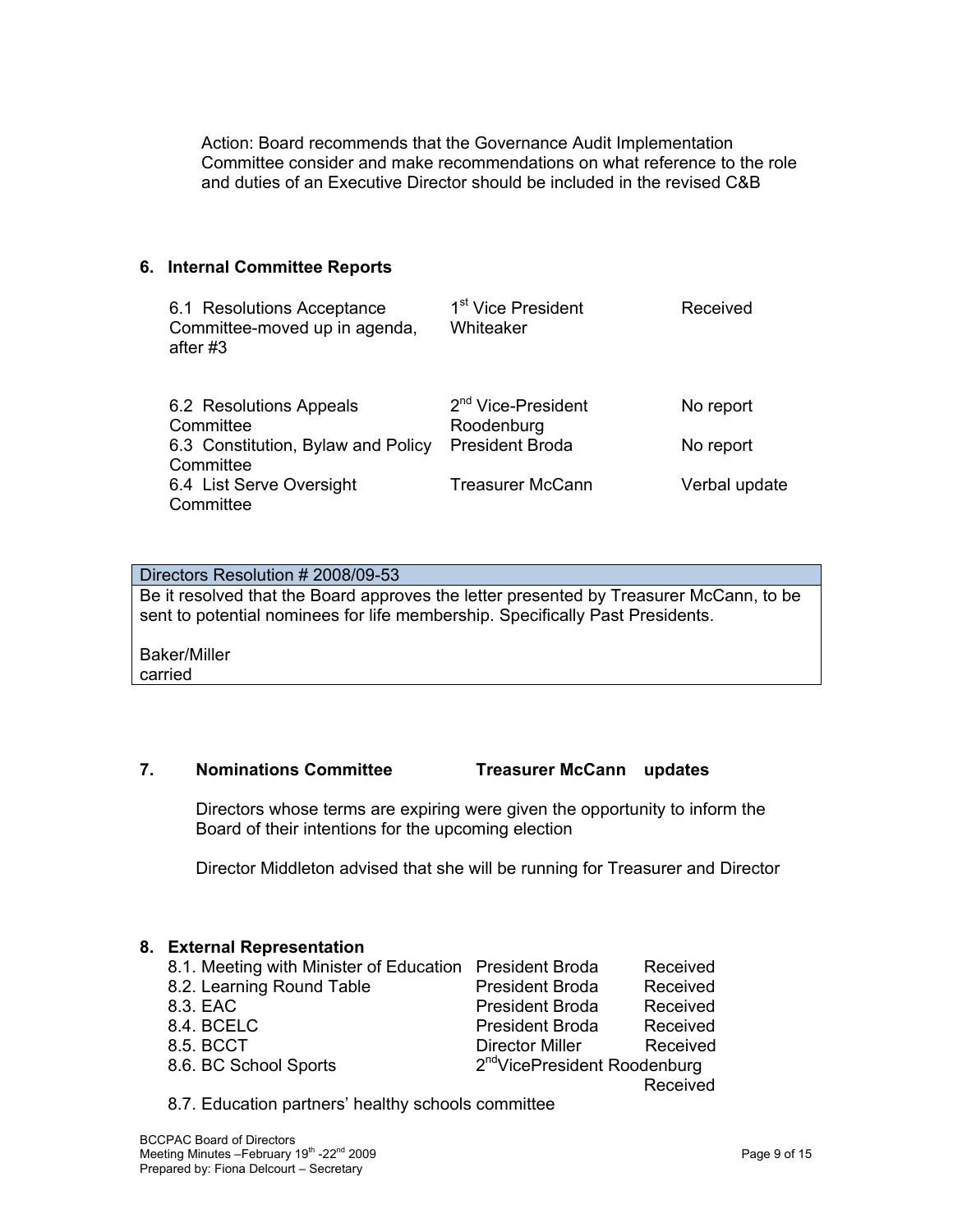Action: Board recommends that the Governance Audit Implementation Committee consider and make recommendations on what reference to the role and duties of an Executive Director should be included in the revised C&B

## 6. Internal Committee Reports

| | | |
|---|---|---|
| 6.1 Resolutions Acceptance Committee-moved up in agenda, after #3 | 1st Vice President Whiteaker | Received |
| 6.2 Resolutions Appeals Committee | 2nd Vice-President Roodenburg | No report |
| 6.3 Constitution, Bylaw and Policy Committee | President Broda | No report |
| 6.4 List Serve Oversight Committee | Treasurer McCann | Verbal update |

| Directors Resolution # 2008/09-53 |
|---|
| Be it resolved that the Board approves the letter presented by Treasurer McCann, to be sent to potential nominees for life membership. Specifically Past Presidents.<br><br>Baker/Miller<br>carried |

## 7. Nominations Committee **Treasurer McCann updates**

Directors whose terms are expiring were given the opportunity to inform the Board of their intentions for the upcoming election

Director Middleton advised that she will be running for Treasurer and Director

## 8. External Representation

| | | |
|---|---|---|
| 8.1. Meeting with Minister of Education | President Broda | Received |
| 8.2. Learning Round Table | President Broda | Received |
| 8.3. EAC | President Broda | Received |
| 8.4. BCELC | President Broda | Received |
| 8.5. BCCT | Director Miller | Received |
| 8.6. BC School Sports | 2ndVicePresident Roodenburg | Received |
| 8.7. Education partners' healthy schools committee | | |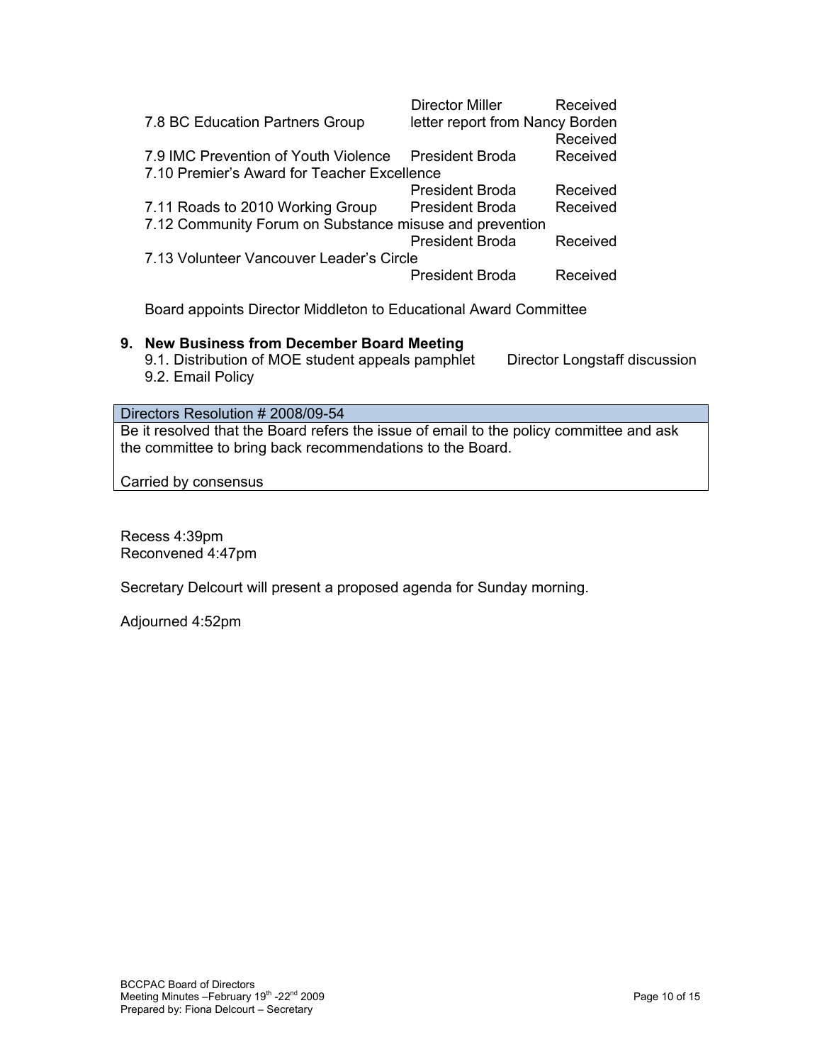| | | |
|---|---|---|
| | Director Miller | Received |
| 7.8 BC Education Partners Group | letter report from Nancy Borden | Received |
| 7.9 IMC Prevention of Youth Violence | President Broda | Received |
| 7.10 Premier's Award for Teacher Excellence | President Broda | Received |
| 7.11 Roads to 2010 Working Group | President Broda | Received |
| 7.12 Community Forum on Substance misuse and prevention | President Broda | Received |
| 7.13 Volunteer Vancouver Leader's Circle | President Broda | Received |

Board appoints Director Middleton to Educational Award Committee

**9. New Business from December Board Meeting**

9.1. Distribution of MOE student appeals pamphlet Director Longstaff discussion

9.2. Email Policy

| Directors Resolution # 2008/09-54 |
|---|
| Be it resolved that the Board refers the issue of email to the policy committee and ask the committee to bring back recommendations to the Board.<br><br>Carried by consensus |

Recess 4:39pm
Reconvened 4:47pm

Secretary Delcourt will present a proposed agenda for Sunday morning.

Adjourned 4:52pm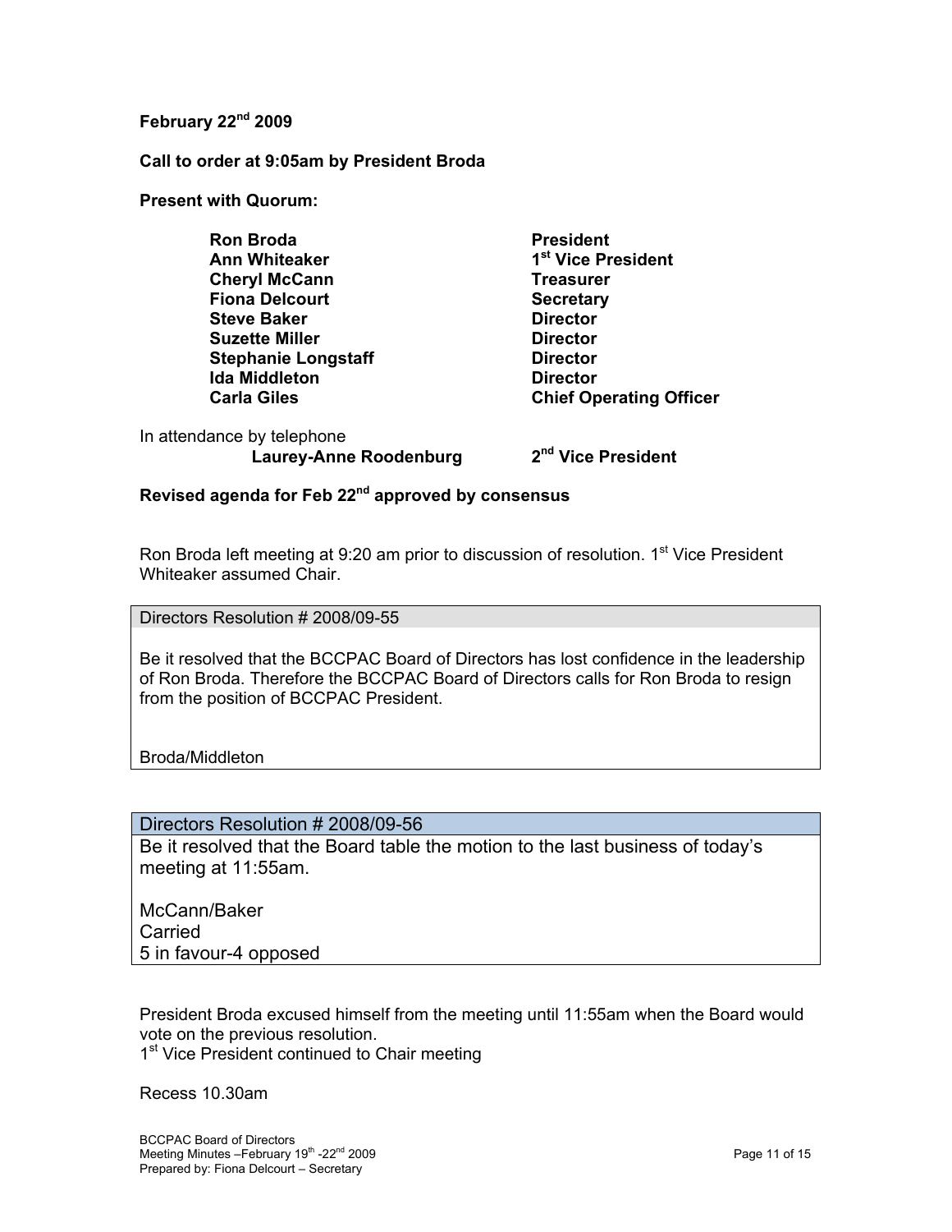**February 22nd 2009**

**Call to order at 9:05am by President Broda**

**Present with Quorum:**

| | |
|---|---|
| **Ron Broda** | **President** |
| **Ann Whiteaker** | **1st Vice President** |
| **Cheryl McCann** | **Treasurer** |
| **Fiona Delcourt** | **Secretary** |
| **Steve Baker** | **Director** |
| **Suzette Miller** | **Director** |
| **Stephanie Longstaff** | **Director** |
| **Ida Middleton** | **Director** |
| **Carla Giles** | **Chief Operating Officer** |

In attendance by telephone

| | |
|---|---|
| **Laurey-Anne Roodenburg** | **2nd Vice President** |

**Revised agenda for Feb 22nd approved by consensus**

Ron Broda left meeting at 9:20 am prior to discussion of resolution. 1st Vice President Whiteaker assumed Chair.

| Directors Resolution # 2008/09-55 |
|---|
| Be it resolved that the BCCPAC Board of Directors has lost confidence in the leadership of Ron Broda. Therefore the BCCPAC Board of Directors calls for Ron Broda to resign from the position of BCCPAC President.<br><br>Broda/Middleton |

| Directors Resolution # 2008/09-56 |
|---|
| Be it resolved that the Board table the motion to the last business of today's meeting at 11:55am.<br><br>McCann/Baker<br>Carried<br>5 in favour-4 opposed |

President Broda excused himself from the meeting until 11:55am when the Board would vote on the previous resolution.
1st Vice President continued to Chair meeting

Recess 10.30am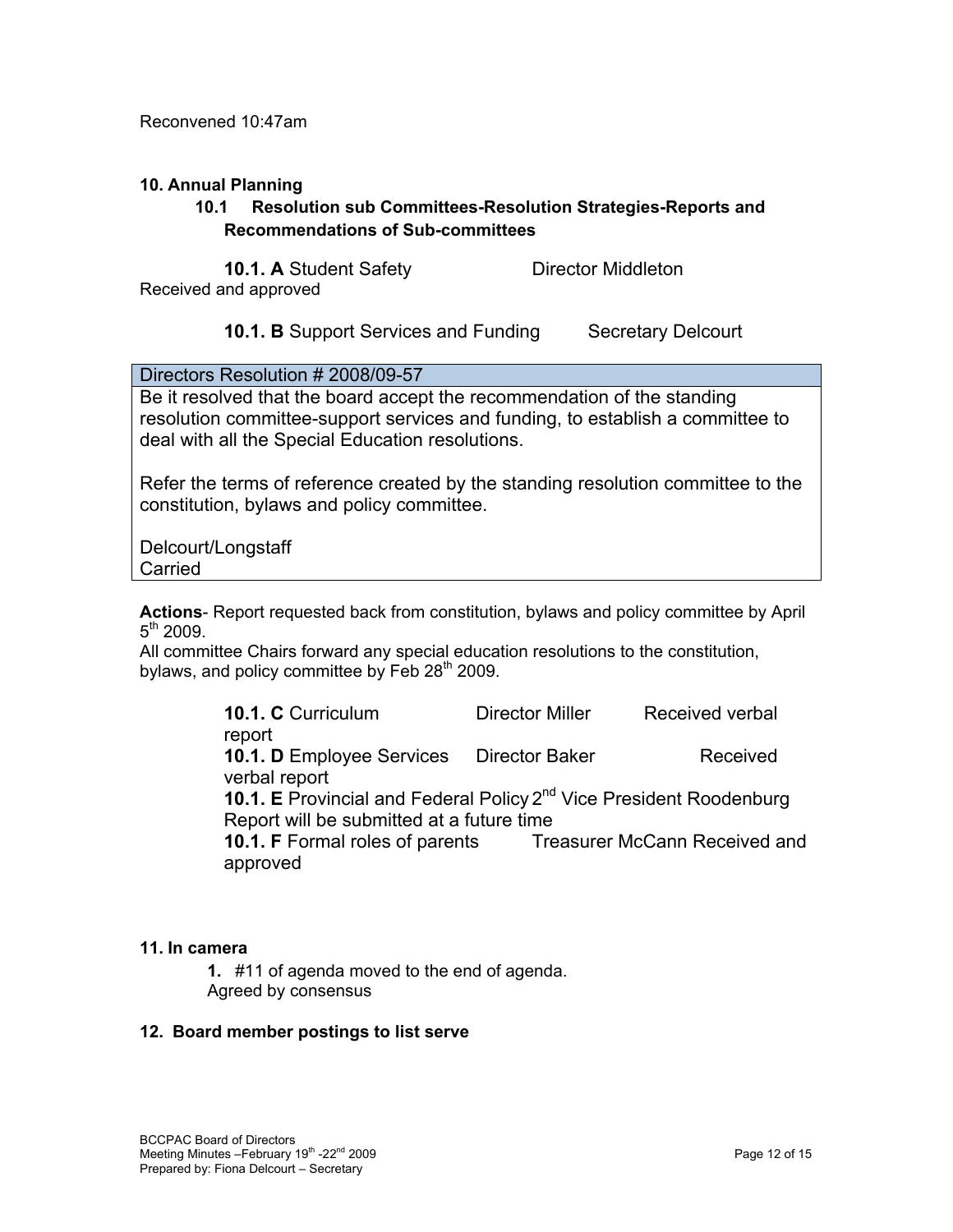Reconvened 10:47am

**10. Annual Planning**

**10.1 Resolution sub Committees-Resolution Strategies-Reports and Recommendations of Sub-committees**

**10.1. A** Student Safety Director Middleton

Received and approved

**10.1. B** Support Services and Funding Secretary Delcourt

| Directors Resolution # 2008/09-57 |
| --- |
| Be it resolved that the board accept the recommendation of the standing resolution committee-support services and funding, to establish a committee to deal with all the Special Education resolutions.<br><br>Refer the terms of reference created by the standing resolution committee to the constitution, bylaws and policy committee.<br><br>Delcourt/Longstaff<br>Carried |

**Actions**- Report requested back from constitution, bylaws and policy committee by April 5th 2009.

All committee Chairs forward any special education resolutions to the constitution, bylaws, and policy committee by Feb 28th 2009.

**10.1. C** Curriculum Director Miller Received verbal report

**10.1. D** Employee Services Director Baker Received verbal report

**10.1. E** Provincial and Federal Policy 2nd Vice President Roodenburg Report will be submitted at a future time

**10.1. F** Formal roles of parents Treasurer McCann Received and approved

**11. In camera**

**1.** #11 of agenda moved to the end of agenda.
Agreed by consensus

**12. Board member postings to list serve**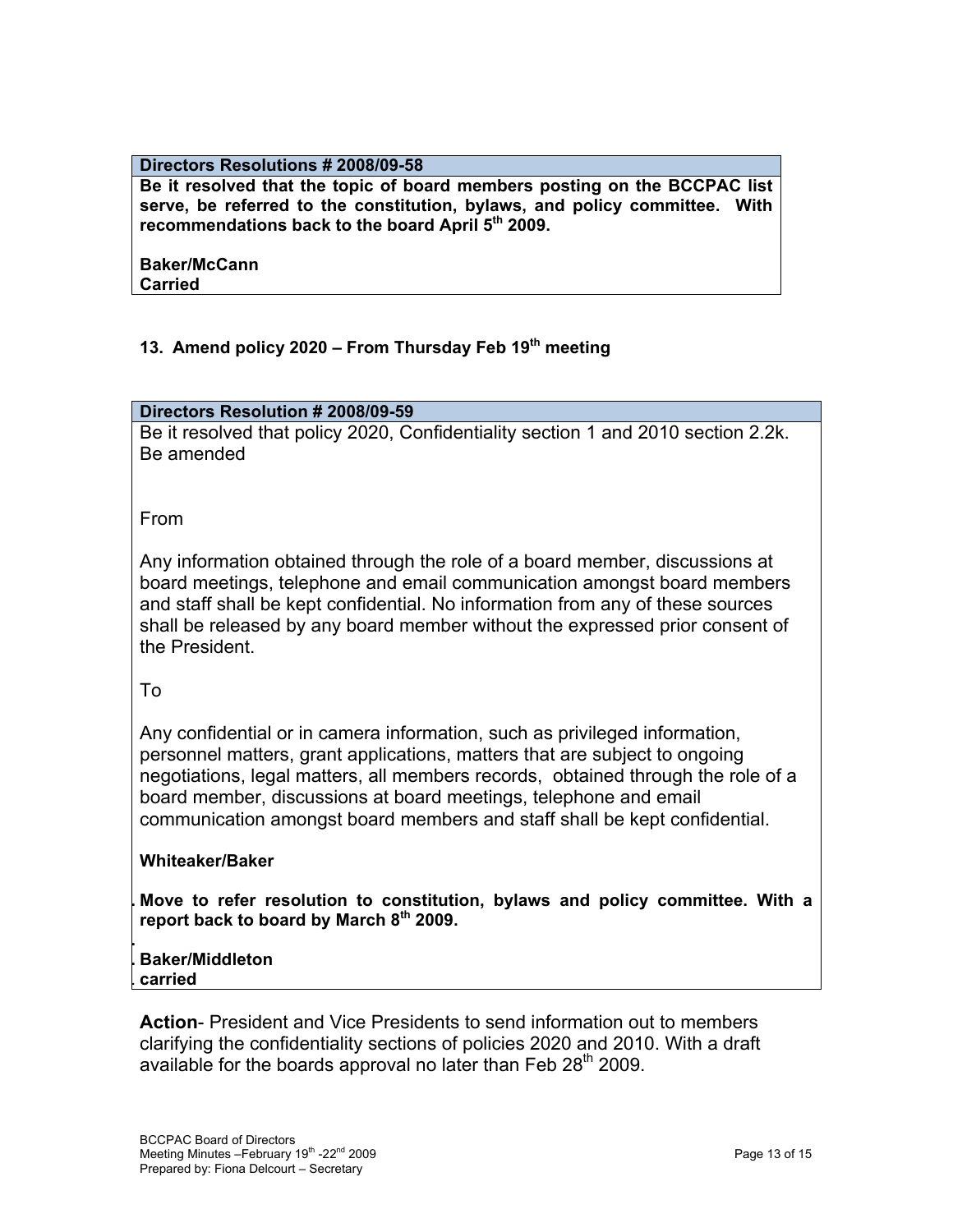| **Directors Resolutions # 2008/09-58** |
| --- |
| **Be it resolved that the topic of board members posting on the BCCPAC list serve, be referred to the constitution, bylaws, and policy committee. With recommendations back to the board April 5th 2009.**<br><br>**Baker/McCann**<br>**Carried** |

### 13. Amend policy 2020 – From Thursday Feb 19th meeting

| **Directors Resolution # 2008/09-59** |
| --- |
| Be it resolved that policy 2020, Confidentiality section 1 and 2010 section 2.2k. Be amended<br><br>From<br><br>Any information obtained through the role of a board member, discussions at board meetings, telephone and email communication amongst board members and staff shall be kept confidential. No information from any of these sources shall be released by any board member without the expressed prior consent of the President.<br><br>To<br><br>Any confidential or in camera information, such as privileged information, personnel matters, grant applications, matters that are subject to ongoing negotiations, legal matters, all members records, obtained through the role of a board member, discussions at board meetings, telephone and email communication amongst board members and staff shall be kept confidential.<br><br>**Whiteaker/Baker**<br><br>**Move to refer resolution to constitution, bylaws and policy committee. With a report back to board by March 8th 2009.**<br><br>**Baker/Middleton**<br>**carried** |

**Action**- President and Vice Presidents to send information out to members clarifying the confidentiality sections of policies 2020 and 2010. With a draft available for the boards approval no later than Feb 28th 2009.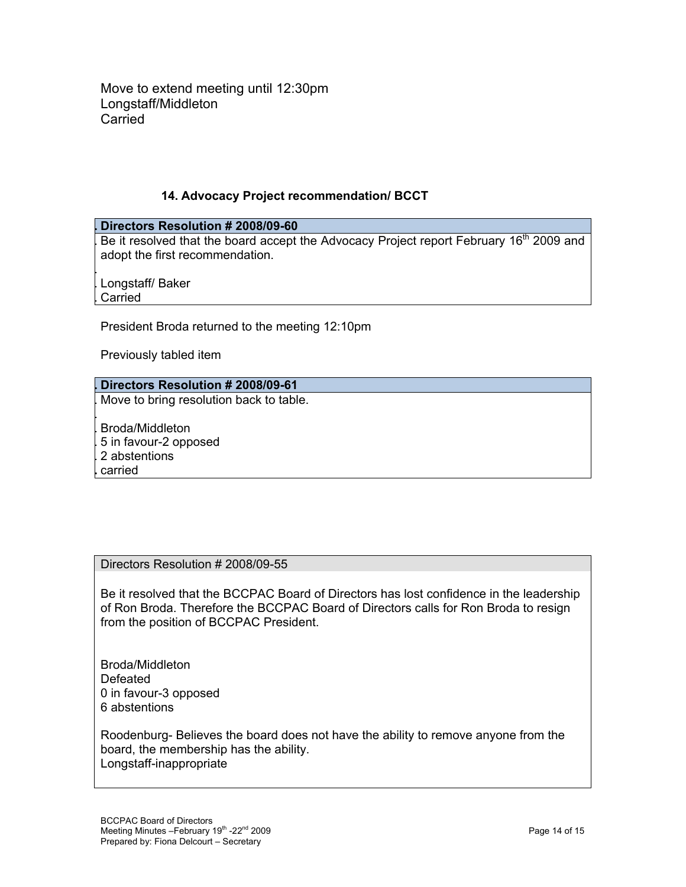Move to extend meeting until 12:30pm
Longstaff/Middleton
Carried

### 14. Advocacy Project recommendation/ BCCT

| Directors Resolution # 2008/09-60 |
| --- |
| Be it resolved that the board accept the Advocacy Project report February 16th 2009 and adopt the first recommendation.<br><br>Longstaff/ Baker<br>Carried |

President Broda returned to the meeting 12:10pm

Previously tabled item

| Directors Resolution # 2008/09-61 |
| --- |
| Move to bring resolution back to table.<br><br>Broda/Middleton<br>5 in favour-2 opposed<br>2 abstentions<br>carried |

| Directors Resolution # 2008/09-55 |
| --- |
| Be it resolved that the BCCPAC Board of Directors has lost confidence in the leadership of Ron Broda. Therefore the BCCPAC Board of Directors calls for Ron Broda to resign from the position of BCCPAC President.<br><br>Broda/Middleton<br>Defeated<br>0 in favour-3 opposed<br>6 abstentions<br><br>Roodenburg- Believes the board does not have the ability to remove anyone from the board, the membership has the ability.<br>Longstaff-inappropriate |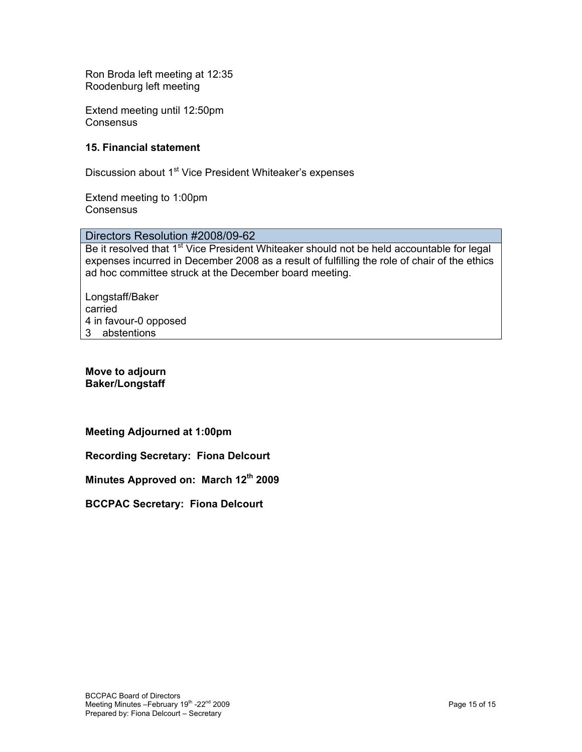Ron Broda left meeting at 12:35
Roodenburg left meeting

Extend meeting until 12:50pm
Consensus

**15. Financial statement**

Discussion about 1st Vice President Whiteaker's expenses

Extend meeting to 1:00pm
Consensus

| Directors Resolution #2008/09-62 |
| --- |
| Be it resolved that 1st Vice President Whiteaker should not be held accountable for legal expenses incurred in December 2008 as a result of fulfilling the role of chair of the ethics ad hoc committee struck at the December board meeting.<br><br>Longstaff/Baker<br>carried<br>4 in favour-0 opposed<br>3 abstentions |

**Move to adjourn**
**Baker/Longstaff**

**Meeting Adjourned at 1:00pm**

**Recording Secretary: Fiona Delcourt**

**Minutes Approved on: March 12th 2009**

**BCCPAC Secretary: Fiona Delcourt**